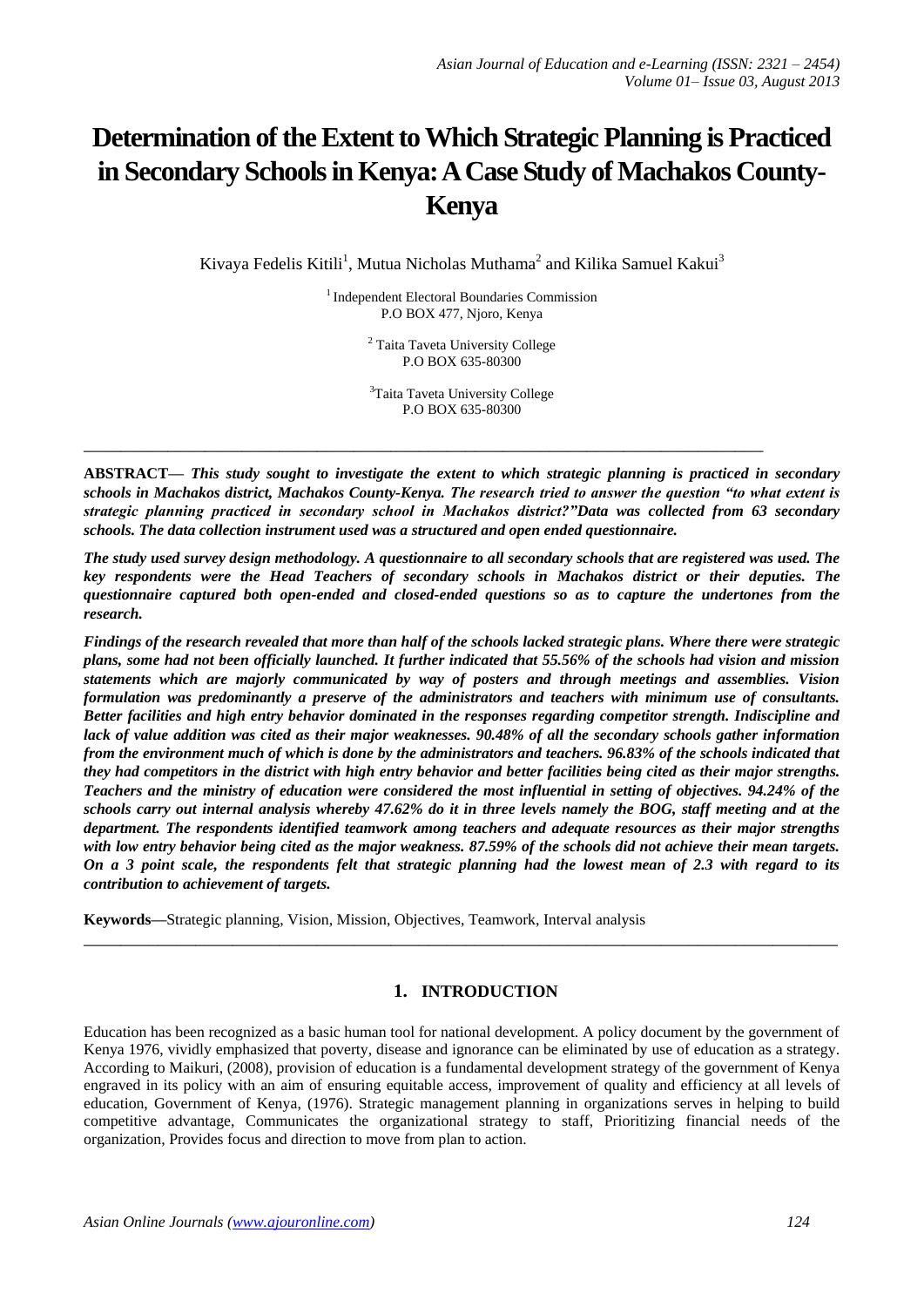# Determination of the Extent to Which Strategic Planning is Practiced in Secondary Schools in Kenya: A Case Study of Machakos County-Kenya

Kivaya Fedelis Kitili[1], Mutua Nicholas Muthama[2] and Kilika Samuel Kakui[3]

[1] Independent Electoral Boundaries Commission
P.O BOX 477, Njoro, Kenya

[2] Taita Taveta University College
P.O BOX 635-80300

[3] Taita Taveta University College
P.O BOX 635-80300

---

**ABSTRACT—** ***This study sought to investigate the extent to which strategic planning is practiced in secondary schools in Machakos district, Machakos County-Kenya. The research tried to answer the question "to what extent is strategic planning practiced in secondary school in Machakos district?"Data was collected from 63 secondary schools. The data collection instrument used was a structured and open ended questionnaire.***

***The study used survey design methodology. A questionnaire to all secondary schools that are registered was used. The key respondents were the Head Teachers of secondary schools in Machakos district or their deputies. The questionnaire captured both open-ended and closed-ended questions so as to capture the undertones from the research.***

***Findings of the research revealed that more than half of the schools lacked strategic plans. Where there were strategic plans, some had not been officially launched. It further indicated that 55.56% of the schools had vision and mission statements which are majorly communicated by way of posters and through meetings and assemblies. Vision formulation was predominantly a preserve of the administrators and teachers with minimum use of consultants. Better facilities and high entry behavior dominated in the responses regarding competitor strength. Indiscipline and lack of value addition was cited as their major weaknesses. 90.48% of all the secondary schools gather information from the environment much of which is done by the administrators and teachers. 96.83% of the schools indicated that they had competitors in the district with high entry behavior and better facilities being cited as their major strengths. Teachers and the ministry of education were considered the most influential in setting of objectives. 94.24% of the schools carry out internal analysis whereby 47.62% do it in three levels namely the BOG, staff meeting and at the department. The respondents identified teamwork among teachers and adequate resources as their major strengths with low entry behavior being cited as the major weakness. 87.59% of the schools did not achieve their mean targets. On a 3 point scale, the respondents felt that strategic planning had the lowest mean of 2.3 with regard to its contribution to achievement of targets.***

**Keywords—**Strategic planning, Vision, Mission, Objectives, Teamwork, Interval analysis

---

## 1. INTRODUCTION

Education has been recognized as a basic human tool for national development. A policy document by the government of Kenya 1976, vividly emphasized that poverty, disease and ignorance can be eliminated by use of education as a strategy. According to Maikuri, (2008), provision of education is a fundamental development strategy of the government of Kenya engraved in its policy with an aim of ensuring equitable access, improvement of quality and efficiency at all levels of education, Government of Kenya, (1976). Strategic management planning in organizations serves in helping to build competitive advantage, Communicates the organizational strategy to staff, Prioritizing financial needs of the organization, Provides focus and direction to move from plan to action.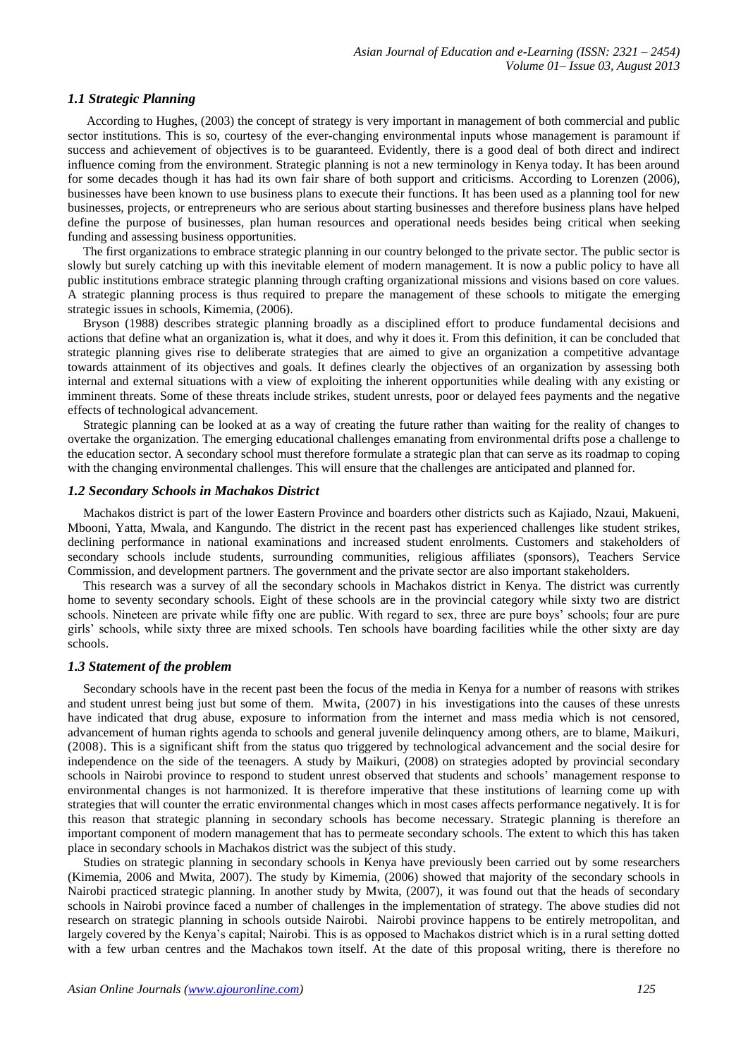### *1.1 Strategic Planning*

According to Hughes, (2003) the concept of strategy is very important in management of both commercial and public sector institutions. This is so, courtesy of the ever-changing environmental inputs whose management is paramount if success and achievement of objectives is to be guaranteed. Evidently, there is a good deal of both direct and indirect influence coming from the environment. Strategic planning is not a new terminology in Kenya today. It has been around for some decades though it has had its own fair share of both support and criticisms. According to Lorenzen (2006), businesses have been known to use business plans to execute their functions. It has been used as a planning tool for new businesses, projects, or entrepreneurs who are serious about starting businesses and therefore business plans have helped define the purpose of businesses, plan human resources and operational needs besides being critical when seeking funding and assessing business opportunities.

The first organizations to embrace strategic planning in our country belonged to the private sector. The public sector is slowly but surely catching up with this inevitable element of modern management. It is now a public policy to have all public institutions embrace strategic planning through crafting organizational missions and visions based on core values. A strategic planning process is thus required to prepare the management of these schools to mitigate the emerging strategic issues in schools, Kimemia, (2006).

Bryson (1988) describes strategic planning broadly as a disciplined effort to produce fundamental decisions and actions that define what an organization is, what it does, and why it does it. From this definition, it can be concluded that strategic planning gives rise to deliberate strategies that are aimed to give an organization a competitive advantage towards attainment of its objectives and goals. It defines clearly the objectives of an organization by assessing both internal and external situations with a view of exploiting the inherent opportunities while dealing with any existing or imminent threats. Some of these threats include strikes, student unrests, poor or delayed fees payments and the negative effects of technological advancement.

Strategic planning can be looked at as a way of creating the future rather than waiting for the reality of changes to overtake the organization. The emerging educational challenges emanating from environmental drifts pose a challenge to the education sector. A secondary school must therefore formulate a strategic plan that can serve as its roadmap to coping with the changing environmental challenges. This will ensure that the challenges are anticipated and planned for.

### *1.2 Secondary Schools in Machakos District*

Machakos district is part of the lower Eastern Province and boarders other districts such as Kajiado, Nzaui, Makueni, Mbooni, Yatta, Mwala, and Kangundo. The district in the recent past has experienced challenges like student strikes, declining performance in national examinations and increased student enrolments. Customers and stakeholders of secondary schools include students, surrounding communities, religious affiliates (sponsors), Teachers Service Commission, and development partners. The government and the private sector are also important stakeholders.

This research was a survey of all the secondary schools in Machakos district in Kenya. The district was currently home to seventy secondary schools. Eight of these schools are in the provincial category while sixty two are district schools. Nineteen are private while fifty one are public. With regard to sex, three are pure boys' schools; four are pure girls' schools, while sixty three are mixed schools. Ten schools have boarding facilities while the other sixty are day schools.

### *1.3 Statement of the problem*

Secondary schools have in the recent past been the focus of the media in Kenya for a number of reasons with strikes and student unrest being just but some of them. Mwita, (2007) in his investigations into the causes of these unrests have indicated that drug abuse, exposure to information from the internet and mass media which is not censored, advancement of human rights agenda to schools and general juvenile delinquency among others, are to blame, Maikuri, (2008). This is a significant shift from the status quo triggered by technological advancement and the social desire for independence on the side of the teenagers. A study by Maikuri, (2008) on strategies adopted by provincial secondary schools in Nairobi province to respond to student unrest observed that students and schools' management response to environmental changes is not harmonized. It is therefore imperative that these institutions of learning come up with strategies that will counter the erratic environmental changes which in most cases affects performance negatively. It is for this reason that strategic planning in secondary schools has become necessary. Strategic planning is therefore an important component of modern management that has to permeate secondary schools. The extent to which this has taken place in secondary schools in Machakos district was the subject of this study.

Studies on strategic planning in secondary schools in Kenya have previously been carried out by some researchers (Kimemia, 2006 and Mwita, 2007). The study by Kimemia, (2006) showed that majority of the secondary schools in Nairobi practiced strategic planning. In another study by Mwita, (2007), it was found out that the heads of secondary schools in Nairobi province faced a number of challenges in the implementation of strategy. The above studies did not research on strategic planning in schools outside Nairobi. Nairobi province happens to be entirely metropolitan, and largely covered by the Kenya's capital; Nairobi. This is as opposed to Machakos district which is in a rural setting dotted with a few urban centres and the Machakos town itself. At the date of this proposal writing, there is therefore no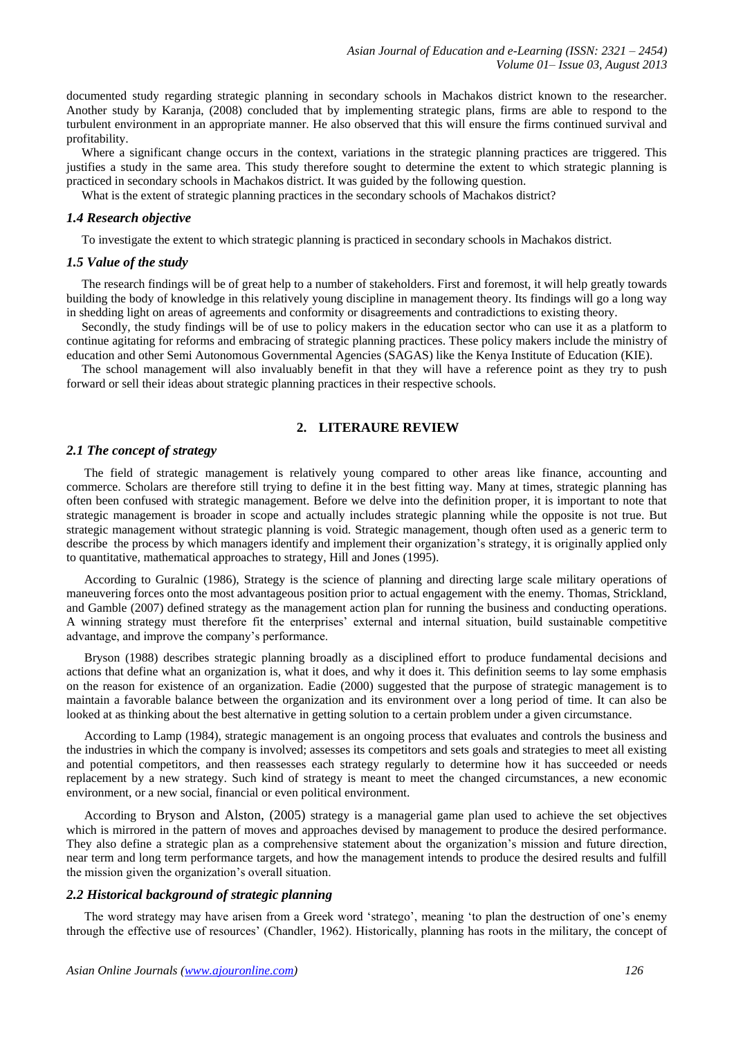documented study regarding strategic planning in secondary schools in Machakos district known to the researcher. Another study by Karanja, (2008) concluded that by implementing strategic plans, firms are able to respond to the turbulent environment in an appropriate manner. He also observed that this will ensure the firms continued survival and profitability.

Where a significant change occurs in the context, variations in the strategic planning practices are triggered. This justifies a study in the same area. This study therefore sought to determine the extent to which strategic planning is practiced in secondary schools in Machakos district. It was guided by the following question.

What is the extent of strategic planning practices in the secondary schools of Machakos district?

### *1.4 Research objective*

To investigate the extent to which strategic planning is practiced in secondary schools in Machakos district.

### *1.5 Value of the study*

The research findings will be of great help to a number of stakeholders. First and foremost, it will help greatly towards building the body of knowledge in this relatively young discipline in management theory. Its findings will go a long way in shedding light on areas of agreements and conformity or disagreements and contradictions to existing theory.

Secondly, the study findings will be of use to policy makers in the education sector who can use it as a platform to continue agitating for reforms and embracing of strategic planning practices. These policy makers include the ministry of education and other Semi Autonomous Governmental Agencies (SAGAS) like the Kenya Institute of Education (KIE).

The school management will also invaluably benefit in that they will have a reference point as they try to push forward or sell their ideas about strategic planning practices in their respective schools.

## 2. LITERAURE REVIEW

### *2.1 The concept of strategy*

The field of strategic management is relatively young compared to other areas like finance, accounting and commerce. Scholars are therefore still trying to define it in the best fitting way. Many at times, strategic planning has often been confused with strategic management. Before we delve into the definition proper, it is important to note that strategic management is broader in scope and actually includes strategic planning while the opposite is not true. But strategic management without strategic planning is void. Strategic management, though often used as a generic term to describe the process by which managers identify and implement their organization's strategy, it is originally applied only to quantitative, mathematical approaches to strategy, Hill and Jones (1995).

According to Guralnic (1986), Strategy is the science of planning and directing large scale military operations of maneuvering forces onto the most advantageous position prior to actual engagement with the enemy. Thomas, Strickland, and Gamble (2007) defined strategy as the management action plan for running the business and conducting operations. A winning strategy must therefore fit the enterprises' external and internal situation, build sustainable competitive advantage, and improve the company's performance.

Bryson (1988) describes strategic planning broadly as a disciplined effort to produce fundamental decisions and actions that define what an organization is, what it does, and why it does it. This definition seems to lay some emphasis on the reason for existence of an organization. Eadie (2000) suggested that the purpose of strategic management is to maintain a favorable balance between the organization and its environment over a long period of time. It can also be looked at as thinking about the best alternative in getting solution to a certain problem under a given circumstance.

According to Lamp (1984), strategic management is an ongoing process that evaluates and controls the business and the industries in which the company is involved; assesses its competitors and sets goals and strategies to meet all existing and potential competitors, and then reassesses each strategy regularly to determine how it has succeeded or needs replacement by a new strategy. Such kind of strategy is meant to meet the changed circumstances, a new economic environment, or a new social, financial or even political environment.

According to Bryson and Alston, (2005) strategy is a managerial game plan used to achieve the set objectives which is mirrored in the pattern of moves and approaches devised by management to produce the desired performance. They also define a strategic plan as a comprehensive statement about the organization's mission and future direction, near term and long term performance targets, and how the management intends to produce the desired results and fulfill the mission given the organization's overall situation.

### *2.2 Historical background of strategic planning*

The word strategy may have arisen from a Greek word 'stratego', meaning 'to plan the destruction of one's enemy through the effective use of resources' (Chandler, 1962). Historically, planning has roots in the military, the concept of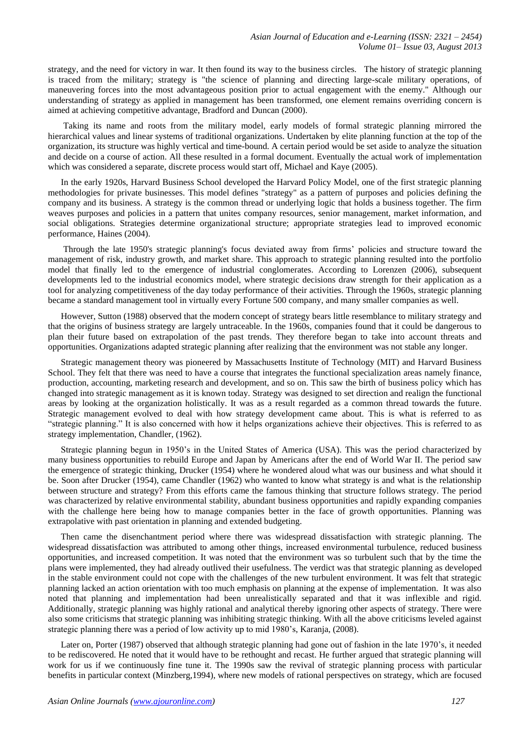strategy, and the need for victory in war. It then found its way to the business circles. The history of strategic planning is traced from the military; strategy is "the science of planning and directing large-scale military operations, of maneuvering forces into the most advantageous position prior to actual engagement with the enemy." Although our understanding of strategy as applied in management has been transformed, one element remains overriding concern is aimed at achieving competitive advantage, Bradford and Duncan (2000).

Taking its name and roots from the military model, early models of formal strategic planning mirrored the hierarchical values and linear systems of traditional organizations. Undertaken by elite planning function at the top of the organization, its structure was highly vertical and time-bound. A certain period would be set aside to analyze the situation and decide on a course of action. All these resulted in a formal document. Eventually the actual work of implementation which was considered a separate, discrete process would start off, Michael and Kaye (2005).

In the early 1920s, Harvard Business School developed the Harvard Policy Model, one of the first strategic planning methodologies for private businesses. This model defines "strategy" as a pattern of purposes and policies defining the company and its business. A strategy is the common thread or underlying logic that holds a business together. The firm weaves purposes and policies in a pattern that unites company resources, senior management, market information, and social obligations. Strategies determine organizational structure; appropriate strategies lead to improved economic performance, Haines (2004).

Through the late 1950's strategic planning's focus deviated away from firms' policies and structure toward the management of risk, industry growth, and market share. This approach to strategic planning resulted into the portfolio model that finally led to the emergence of industrial conglomerates. According to Lorenzen (2006), subsequent developments led to the industrial economics model, where strategic decisions draw strength for their application as a tool for analyzing competitiveness of the day today performance of their activities. Through the 1960s, strategic planning became a standard management tool in virtually every Fortune 500 company, and many smaller companies as well.

However, Sutton (1988) observed that the modern concept of strategy bears little resemblance to military strategy and that the origins of business strategy are largely untraceable. In the 1960s, companies found that it could be dangerous to plan their future based on extrapolation of the past trends. They therefore began to take into account threats and opportunities. Organizations adapted strategic planning after realizing that the environment was not stable any longer.

Strategic management theory was pioneered by Massachusetts Institute of Technology (MIT) and Harvard Business School. They felt that there was need to have a course that integrates the functional specialization areas namely finance, production, accounting, marketing research and development, and so on. This saw the birth of business policy which has changed into strategic management as it is known today. Strategy was designed to set direction and realign the functional areas by looking at the organization holistically. It was as a result regarded as a common thread towards the future. Strategic management evolved to deal with how strategy development came about. This is what is referred to as "strategic planning." It is also concerned with how it helps organizations achieve their objectives. This is referred to as strategy implementation, Chandler, (1962).

Strategic planning begun in 1950's in the United States of America (USA). This was the period characterized by many business opportunities to rebuild Europe and Japan by Americans after the end of World War II. The period saw the emergence of strategic thinking, Drucker (1954) where he wondered aloud what was our business and what should it be. Soon after Drucker (1954), came Chandler (1962) who wanted to know what strategy is and what is the relationship between structure and strategy? From this efforts came the famous thinking that structure follows strategy. The period was characterized by relative environmental stability, abundant business opportunities and rapidly expanding companies with the challenge here being how to manage companies better in the face of growth opportunities. Planning was extrapolative with past orientation in planning and extended budgeting.

Then came the disenchantment period where there was widespread dissatisfaction with strategic planning. The widespread dissatisfaction was attributed to among other things, increased environmental turbulence, reduced business opportunities, and increased competition. It was noted that the environment was so turbulent such that by the time the plans were implemented, they had already outlived their usefulness. The verdict was that strategic planning as developed in the stable environment could not cope with the challenges of the new turbulent environment. It was felt that strategic planning lacked an action orientation with too much emphasis on planning at the expense of implementation. It was also noted that planning and implementation had been unrealistically separated and that it was inflexible and rigid. Additionally, strategic planning was highly rational and analytical thereby ignoring other aspects of strategy. There were also some criticisms that strategic planning was inhibiting strategic thinking. With all the above criticisms leveled against strategic planning there was a period of low activity up to mid 1980's, Karanja, (2008).

Later on, Porter (1987) observed that although strategic planning had gone out of fashion in the late 1970's, it needed to be rediscovered. He noted that it would have to be rethought and recast. He further argued that strategic planning will work for us if we continuously fine tune it. The 1990s saw the revival of strategic planning process with particular benefits in particular context (Minzberg,1994), where new models of rational perspectives on strategy, which are focused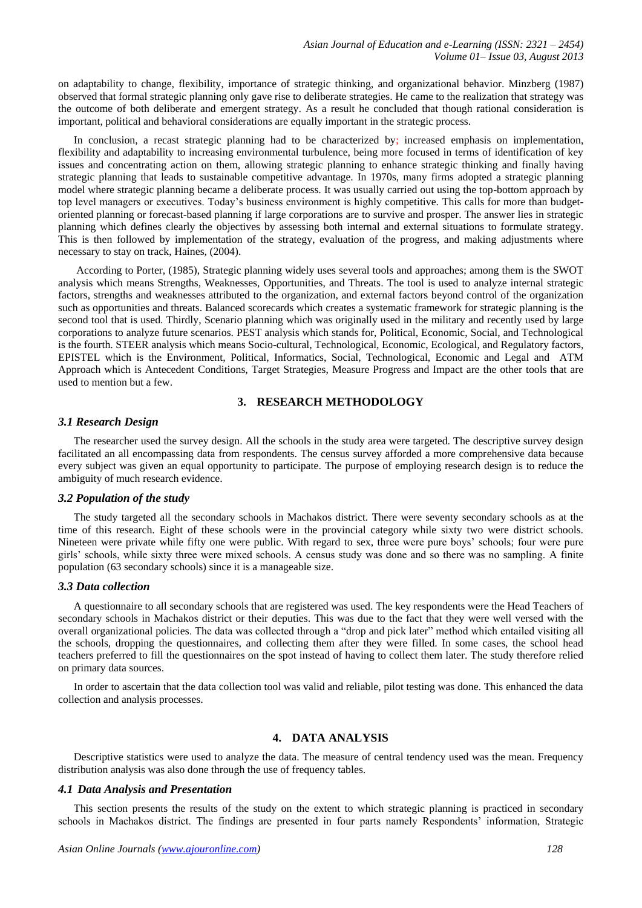on adaptability to change, flexibility, importance of strategic thinking, and organizational behavior. Minzberg (1987) observed that formal strategic planning only gave rise to deliberate strategies. He came to the realization that strategy was the outcome of both deliberate and emergent strategy. As a result he concluded that though rational consideration is important, political and behavioral considerations are equally important in the strategic process.

In conclusion, a recast strategic planning had to be characterized by; increased emphasis on implementation, flexibility and adaptability to increasing environmental turbulence, being more focused in terms of identification of key issues and concentrating action on them, allowing strategic planning to enhance strategic thinking and finally having strategic planning that leads to sustainable competitive advantage. In 1970s, many firms adopted a strategic planning model where strategic planning became a deliberate process. It was usually carried out using the top-bottom approach by top level managers or executives. Today's business environment is highly competitive. This calls for more than budget-oriented planning or forecast-based planning if large corporations are to survive and prosper. The answer lies in strategic planning which defines clearly the objectives by assessing both internal and external situations to formulate strategy. This is then followed by implementation of the strategy, evaluation of the progress, and making adjustments where necessary to stay on track, Haines, (2004).

According to Porter, (1985), Strategic planning widely uses several tools and approaches; among them is the SWOT analysis which means Strengths, Weaknesses, Opportunities, and Threats. The tool is used to analyze internal strategic factors, strengths and weaknesses attributed to the organization, and external factors beyond control of the organization such as opportunities and threats. Balanced scorecards which creates a systematic framework for strategic planning is the second tool that is used. Thirdly, Scenario planning which was originally used in the military and recently used by large corporations to analyze future scenarios. PEST analysis which stands for, Political, Economic, Social, and Technological is the fourth. STEER analysis which means Socio-cultural, Technological, Economic, Ecological, and Regulatory factors, EPISTEL which is the Environment, Political, Informatics, Social, Technological, Economic and Legal and ATM Approach which is Antecedent Conditions, Target Strategies, Measure Progress and Impact are the other tools that are used to mention but a few.

## 3. RESEARCH METHODOLOGY

### *3.1 Research Design*

The researcher used the survey design. All the schools in the study area were targeted. The descriptive survey design facilitated an all encompassing data from respondents. The census survey afforded a more comprehensive data because every subject was given an equal opportunity to participate. The purpose of employing research design is to reduce the ambiguity of much research evidence.

### *3.2 Population of the study*

The study targeted all the secondary schools in Machakos district. There were seventy secondary schools as at the time of this research. Eight of these schools were in the provincial category while sixty two were district schools. Nineteen were private while fifty one were public. With regard to sex, three were pure boys' schools; four were pure girls' schools, while sixty three were mixed schools. A census study was done and so there was no sampling. A finite population (63 secondary schools) since it is a manageable size.

### *3.3 Data collection*

A questionnaire to all secondary schools that are registered was used. The key respondents were the Head Teachers of secondary schools in Machakos district or their deputies. This was due to the fact that they were well versed with the overall organizational policies. The data was collected through a "drop and pick later" method which entailed visiting all the schools, dropping the questionnaires, and collecting them after they were filled. In some cases, the school head teachers preferred to fill the questionnaires on the spot instead of having to collect them later. The study therefore relied on primary data sources.

In order to ascertain that the data collection tool was valid and reliable, pilot testing was done. This enhanced the data collection and analysis processes.

## 4. DATA ANALYSIS

Descriptive statistics were used to analyze the data. The measure of central tendency used was the mean. Frequency distribution analysis was also done through the use of frequency tables.

### *4.1 Data Analysis and Presentation*

This section presents the results of the study on the extent to which strategic planning is practiced in secondary schools in Machakos district. The findings are presented in four parts namely Respondents' information, Strategic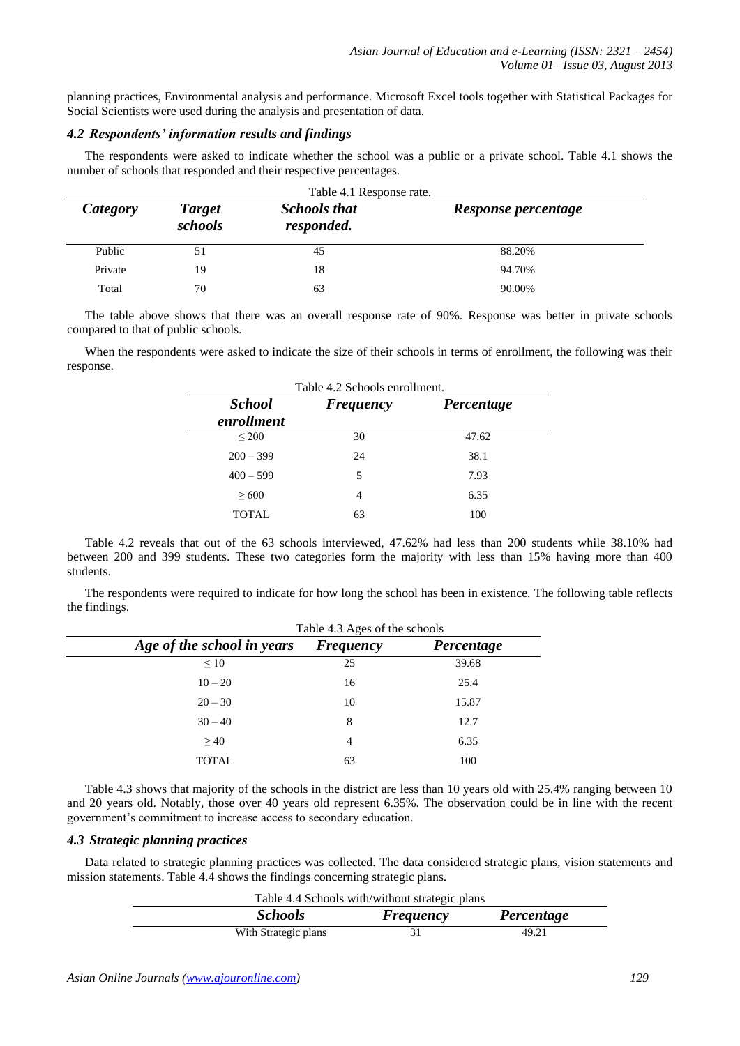planning practices, Environmental analysis and performance. Microsoft Excel tools together with Statistical Packages for Social Scientists were used during the analysis and presentation of data.

### *4.2 Respondents' information results and findings*

The respondents were asked to indicate whether the school was a public or a private school. Table 4.1 shows the number of schools that responded and their respective percentages.

Table 4.1 Response rate.

| *Category* | *Target schools* | *Schools that responded.* | *Response percentage* |
|---|---|---|---|
| Public | 51 | 45 | 88.20% |
| Private | 19 | 18 | 94.70% |
| Total | 70 | 63 | 90.00% |

The table above shows that there was an overall response rate of 90%. Response was better in private schools compared to that of public schools.

When the respondents were asked to indicate the size of their schools in terms of enrollment, the following was their response.

Table 4.2 Schools enrollment.

| *School enrollment* | *Frequency* | *Percentage* |
|---|---|---|
| ≤ 200 | 30 | 47.62 |
| 200 – 399 | 24 | 38.1 |
| 400 – 599 | 5 | 7.93 |
| ≥ 600 | 4 | 6.35 |
| TOTAL | 63 | 100 |

Table 4.2 reveals that out of the 63 schools interviewed, 47.62% had less than 200 students while 38.10% had between 200 and 399 students. These two categories form the majority with less than 15% having more than 400 students.

The respondents were required to indicate for how long the school has been in existence. The following table reflects the findings.

Table 4.3 Ages of the schools

| *Age of the school in years* | *Frequency* | *Percentage* |
|---|---|---|
| ≤ 10 | 25 | 39.68 |
| 10 – 20 | 16 | 25.4 |
| 20 – 30 | 10 | 15.87 |
| 30 – 40 | 8 | 12.7 |
| ≥ 40 | 4 | 6.35 |
| TOTAL | 63 | 100 |

Table 4.3 shows that majority of the schools in the district are less than 10 years old with 25.4% ranging between 10 and 20 years old. Notably, those over 40 years old represent 6.35%. The observation could be in line with the recent government's commitment to increase access to secondary education.

### *4.3 Strategic planning practices*

Data related to strategic planning practices was collected. The data considered strategic plans, vision statements and mission statements. Table 4.4 shows the findings concerning strategic plans.

Table 4.4 Schools with/without strategic plans

| *Schools* | *Frequency* | *Percentage* |
|---|---|---|
| With Strategic plans | 31 | 49.21 |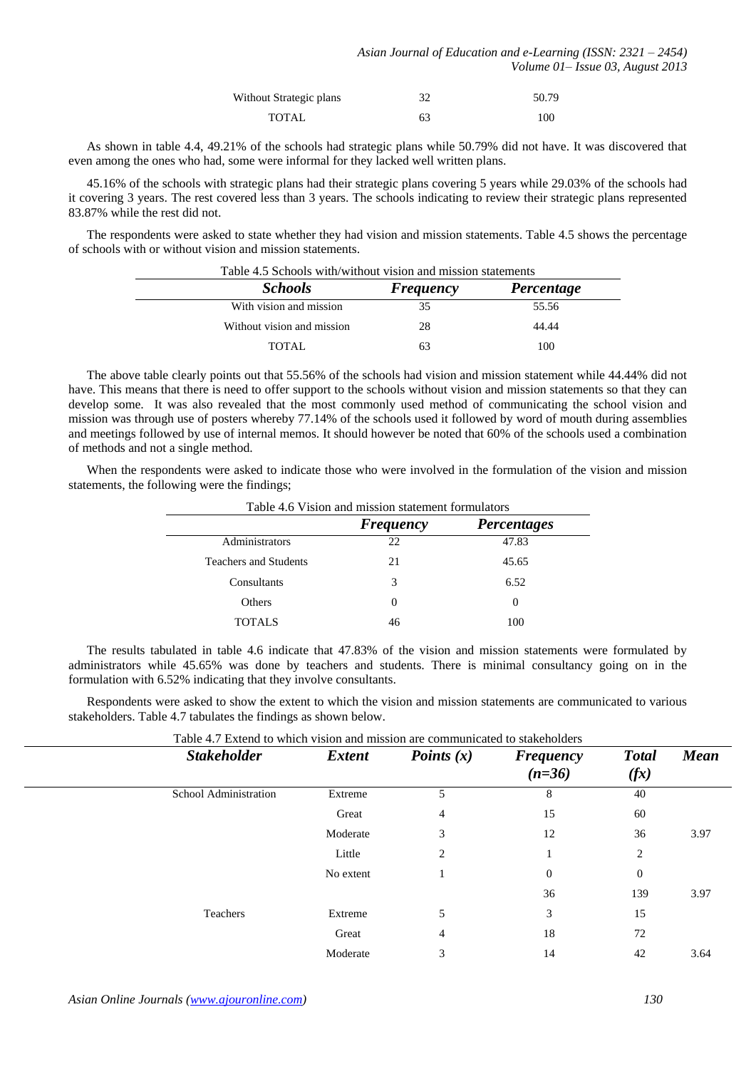| Without Strategic plans | 32 | 50.79 |
|---|---|---|
| TOTAL | 63 | 100 |

As shown in table 4.4, 49.21% of the schools had strategic plans while 50.79% did not have. It was discovered that even among the ones who had, some were informal for they lacked well written plans.

45.16% of the schools with strategic plans had their strategic plans covering 5 years while 29.03% of the schools had it covering 3 years. The rest covered less than 3 years. The schools indicating to review their strategic plans represented 83.87% while the rest did not.

The respondents were asked to state whether they had vision and mission statements. Table 4.5 shows the percentage of schools with or without vision and mission statements.

Table 4.5 Schools with/without vision and mission statements

| *Schools* | *Frequency* | *Percentage* |
|---|---|---|
| With vision and mission | 35 | 55.56 |
| Without vision and mission | 28 | 44.44 |
| TOTAL | 63 | 100 |

The above table clearly points out that 55.56% of the schools had vision and mission statement while 44.44% did not have. This means that there is need to offer support to the schools without vision and mission statements so that they can develop some. It was also revealed that the most commonly used method of communicating the school vision and mission was through use of posters whereby 77.14% of the schools used it followed by word of mouth during assemblies and meetings followed by use of internal memos. It should however be noted that 60% of the schools used a combination of methods and not a single method.

When the respondents were asked to indicate those who were involved in the formulation of the vision and mission statements, the following were the findings;

Table 4.6 Vision and mission statement formulators

| | *Frequency* | *Percentages* |
|---|---|---|
| Administrators | 22 | 47.83 |
| Teachers and Students | 21 | 45.65 |
| Consultants | 3 | 6.52 |
| Others | 0 | 0 |
| TOTALS | 46 | 100 |

The results tabulated in table 4.6 indicate that 47.83% of the vision and mission statements were formulated by administrators while 45.65% was done by teachers and students. There is minimal consultancy going on in the formulation with 6.52% indicating that they involve consultants.

Respondents were asked to show the extent to which the vision and mission statements are communicated to various stakeholders. Table 4.7 tabulates the findings as shown below.

Table 4.7 Extend to which vision and mission are communicated to stakeholders

| *Stakeholder* | *Extent* | *Points (x)* | *Frequency (n=36)* | *Total (fx)* | *Mean* |
|---|---|---|---|---|---|
| School Administration | Extreme | 5 | 8 | 40 | |
| | Great | 4 | 15 | 60 | |
| | Moderate | 3 | 12 | 36 | 3.97 |
| | Little | 2 | 1 | 2 | |
| | No extent | 1 | 0 | 0 | |
| | | | 36 | 139 | 3.97 |
| Teachers | Extreme | 5 | 3 | 15 | |
| | Great | 4 | 18 | 72 | |
| | Moderate | 3 | 14 | 42 | 3.64 |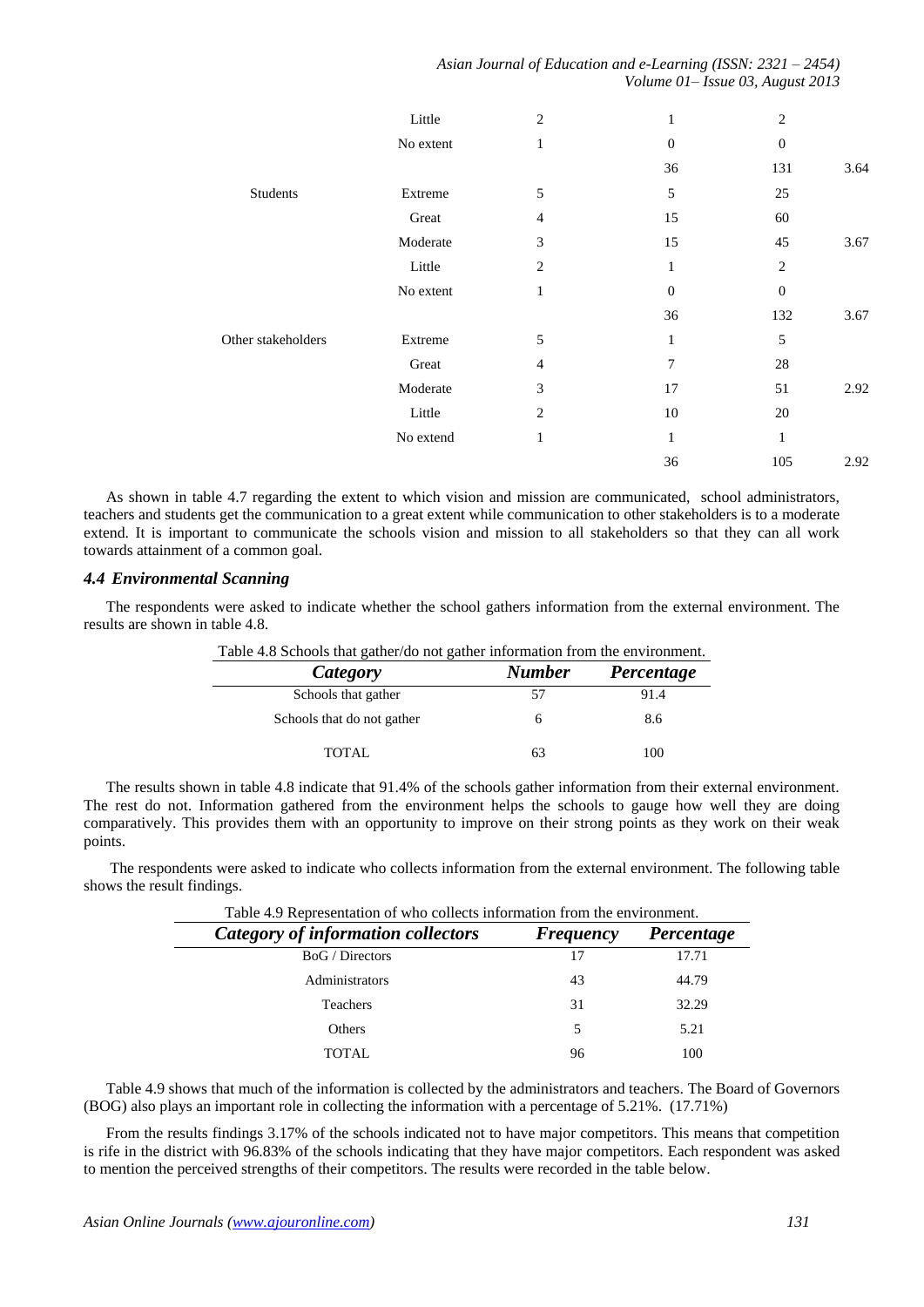| | Little | 2 | 1 | 2 | |
|---|---|---|---|---|---|
| | No extent | 1 | 0 | 0 | |
| | | | 36 | 131 | 3.64 |
| Students | Extreme | 5 | 5 | 25 | |
| | Great | 4 | 15 | 60 | |
| | Moderate | 3 | 15 | 45 | 3.67 |
| | Little | 2 | 1 | 2 | |
| | No extent | 1 | 0 | 0 | |
| | | | 36 | 132 | 3.67 |
| Other stakeholders | Extreme | 5 | 1 | 5 | |
| | Great | 4 | 7 | 28 | |
| | Moderate | 3 | 17 | 51 | 2.92 |
| | Little | 2 | 10 | 20 | |
| | No extend | 1 | 1 | 1 | |
| | | | 36 | 105 | 2.92 |

As shown in table 4.7 regarding the extent to which vision and mission are communicated, school administrators, teachers and students get the communication to a great extent while communication to other stakeholders is to a moderate extend. It is important to communicate the schools vision and mission to all stakeholders so that they can all work towards attainment of a common goal.

### *4.4 Environmental Scanning*

The respondents were asked to indicate whether the school gathers information from the external environment. The results are shown in table 4.8.

Table 4.8 Schools that gather/do not gather information from the environment.

| *Category* | *Number* | *Percentage* |
|---|---|---|
| Schools that gather | 57 | 91.4 |
| Schools that do not gather | 6 | 8.6 |
| TOTAL | 63 | 100 |

The results shown in table 4.8 indicate that 91.4% of the schools gather information from their external environment. The rest do not. Information gathered from the environment helps the schools to gauge how well they are doing comparatively. This provides them with an opportunity to improve on their strong points as they work on their weak points.

The respondents were asked to indicate who collects information from the external environment. The following table shows the result findings.

Table 4.9 Representation of who collects information from the environment.

| *Category of information collectors* | *Frequency* | *Percentage* |
|---|---|---|
| BoG / Directors | 17 | 17.71 |
| Administrators | 43 | 44.79 |
| Teachers | 31 | 32.29 |
| Others | 5 | 5.21 |
| TOTAL | 96 | 100 |

Table 4.9 shows that much of the information is collected by the administrators and teachers. The Board of Governors (BOG) also plays an important role in collecting the information with a percentage of 5.21%. (17.71%)

From the results findings 3.17% of the schools indicated not to have major competitors. This means that competition is rife in the district with 96.83% of the schools indicating that they have major competitors. Each respondent was asked to mention the perceived strengths of their competitors. The results were recorded in the table below.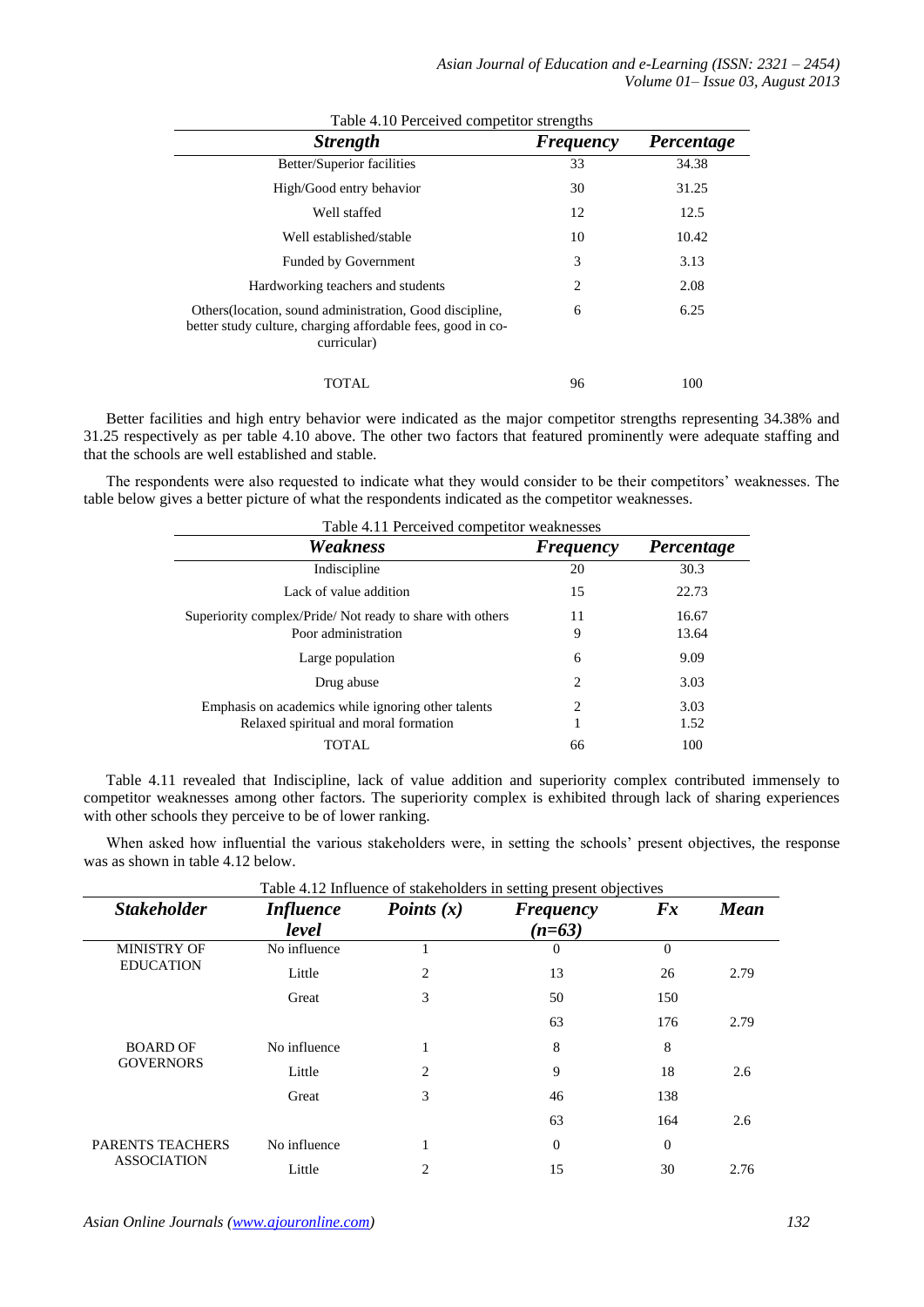Table 4.10 Perceived competitor strengths

| ***Strength*** | ***Frequency*** | ***Percentage*** |
|---|---|---|
| Better/Superior facilities | 33 | 34.38 |
| High/Good entry behavior | 30 | 31.25 |
| Well staffed | 12 | 12.5 |
| Well established/stable | 10 | 10.42 |
| Funded by Government | 3 | 3.13 |
| Hardworking teachers and students | 2 | 2.08 |
| Others(location, sound administration, Good discipline, better study culture, charging affordable fees, good in co-curricular) | 6 | 6.25 |
| TOTAL | 96 | 100 |

Better facilities and high entry behavior were indicated as the major competitor strengths representing 34.38% and 31.25 respectively as per table 4.10 above. The other two factors that featured prominently were adequate staffing and that the schools are well established and stable.

The respondents were also requested to indicate what they would consider to be their competitors' weaknesses. The table below gives a better picture of what the respondents indicated as the competitor weaknesses.

Table 4.11 Perceived competitor weaknesses

| ***Weakness*** | ***Frequency*** | ***Percentage*** |
|---|---|---|
| Indiscipline | 20 | 30.3 |
| Lack of value addition | 15 | 22.73 |
| Superiority complex/Pride/ Not ready to share with others | 11 | 16.67 |
| Poor administration | 9 | 13.64 |
| Large population | 6 | 9.09 |
| Drug abuse | 2 | 3.03 |
| Emphasis on academics while ignoring other talents | 2 | 3.03 |
| Relaxed spiritual and moral formation | 1 | 1.52 |
| TOTAL | 66 | 100 |

Table 4.11 revealed that Indiscipline, lack of value addition and superiority complex contributed immensely to competitor weaknesses among other factors. The superiority complex is exhibited through lack of sharing experiences with other schools they perceive to be of lower ranking.

When asked how influential the various stakeholders were, in setting the schools' present objectives, the response was as shown in table 4.12 below.

Table 4.12 Influence of stakeholders in setting present objectives

| ***Stakeholder*** | ***Influence level*** | ***Points (x)*** | ***Frequency (n=63)*** | ***Fx*** | ***Mean*** |
|---|---|---|---|---|---|
| MINISTRY OF EDUCATION | No influence | 1 | 0 | 0 | |
| | Little | 2 | 13 | 26 | 2.79 |
| | Great | 3 | 50 | 150 | |
| | | | 63 | 176 | 2.79 |
| BOARD OF GOVERNORS | No influence | 1 | 8 | 8 | |
| | Little | 2 | 9 | 18 | 2.6 |
| | Great | 3 | 46 | 138 | |
| | | | 63 | 164 | 2.6 |
| PARENTS TEACHERS ASSOCIATION | No influence | 1 | 0 | 0 | |
| | Little | 2 | 15 | 30 | 2.76 |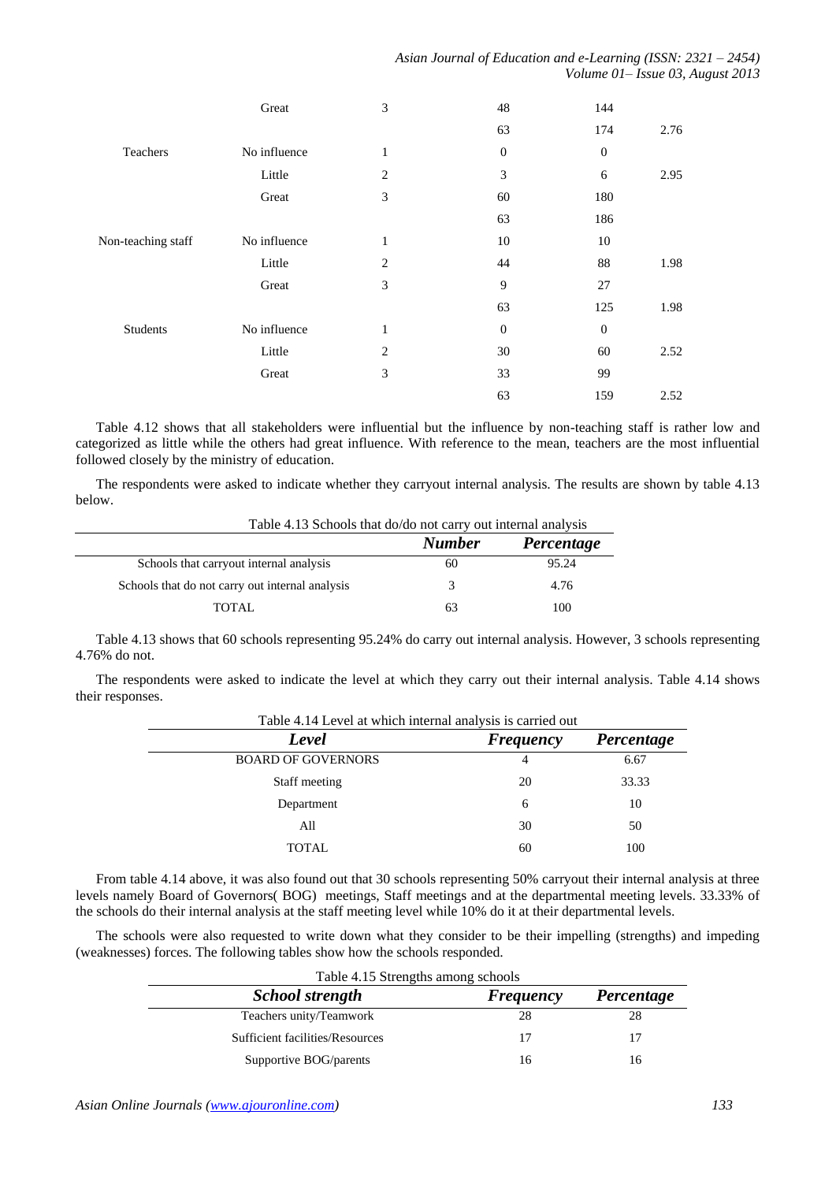| | Great | 3 | 48 | 144 | |
|---|---|---|---|---|---|
| | | | 63 | 174 | 2.76 |
| Teachers | No influence | 1 | 0 | 0 | |
| | Little | 2 | 3 | 6 | 2.95 |
| | Great | 3 | 60 | 180 | |
| | | | 63 | 186 | |
| Non-teaching staff | No influence | 1 | 10 | 10 | |
| | Little | 2 | 44 | 88 | 1.98 |
| | Great | 3 | 9 | 27 | |
| | | | 63 | 125 | 1.98 |
| Students | No influence | 1 | 0 | 0 | |
| | Little | 2 | 30 | 60 | 2.52 |
| | Great | 3 | 33 | 99 | |
| | | | 63 | 159 | 2.52 |

Table 4.12 shows that all stakeholders were influential but the influence by non-teaching staff is rather low and categorized as little while the others had great influence. With reference to the mean, teachers are the most influential followed closely by the ministry of education.

The respondents were asked to indicate whether they carryout internal analysis. The results are shown by table 4.13 below.

Table 4.13 Schools that do/do not carry out internal analysis

| | *Number* | *Percentage* |
|---|---|---|
| Schools that carryout internal analysis | 60 | 95.24 |
| Schools that do not carry out internal analysis | 3 | 4.76 |
| TOTAL | 63 | 100 |

Table 4.13 shows that 60 schools representing 95.24% do carry out internal analysis. However, 3 schools representing 4.76% do not.

The respondents were asked to indicate the level at which they carry out their internal analysis. Table 4.14 shows their responses.

Table 4.14 Level at which internal analysis is carried out

| *Level* | *Frequency* | *Percentage* |
|---|---|---|
| BOARD OF GOVERNORS | 4 | 6.67 |
| Staff meeting | 20 | 33.33 |
| Department | 6 | 10 |
| All | 30 | 50 |
| TOTAL | 60 | 100 |

From table 4.14 above, it was also found out that 30 schools representing 50% carryout their internal analysis at three levels namely Board of Governors( BOG) meetings, Staff meetings and at the departmental meeting levels. 33.33% of the schools do their internal analysis at the staff meeting level while 10% do it at their departmental levels.

The schools were also requested to write down what they consider to be their impelling (strengths) and impeding (weaknesses) forces. The following tables show how the schools responded.

Table 4.15 Strengths among schools

| *School strength* | *Frequency* | *Percentage* |
|---|---|---|
| Teachers unity/Teamwork | 28 | 28 |
| Sufficient facilities/Resources | 17 | 17 |
| Supportive BOG/parents | 16 | 16 |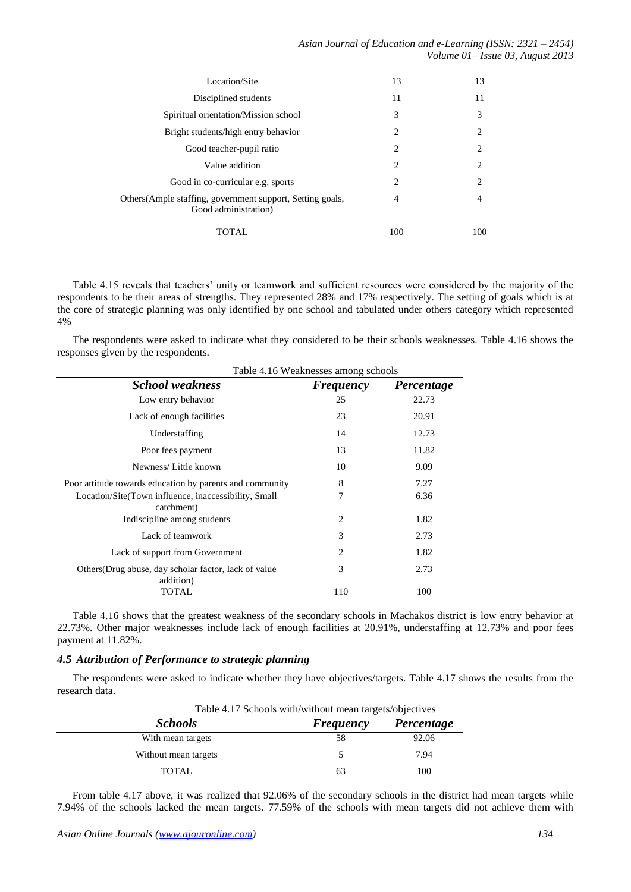| | | |
|---|---|---|
| Location/Site | 13 | 13 |
| Disciplined students | 11 | 11 |
| Spiritual orientation/Mission school | 3 | 3 |
| Bright students/high entry behavior | 2 | 2 |
| Good teacher-pupil ratio | 2 | 2 |
| Value addition | 2 | 2 |
| Good in co-curricular e.g. sports | 2 | 2 |
| Others(Ample staffing, government support, Setting goals, Good administration) | 4 | 4 |
| TOTAL | 100 | 100 |

Table 4.15 reveals that teachers' unity or teamwork and sufficient resources were considered by the majority of the respondents to be their areas of strengths. They represented 28% and 17% respectively. The setting of goals which is at the core of strategic planning was only identified by one school and tabulated under others category which represented 4%

The respondents were asked to indicate what they considered to be their schools weaknesses. Table 4.16 shows the responses given by the respondents.

Table 4.16 Weaknesses among schools

| *School weakness* | *Frequency* | *Percentage* |
|---|---|---|
| Low entry behavior | 25 | 22.73 |
| Lack of enough facilities | 23 | 20.91 |
| Understaffing | 14 | 12.73 |
| Poor fees payment | 13 | 11.82 |
| Newness/ Little known | 10 | 9.09 |
| Poor attitude towards education by parents and community | 8 | 7.27 |
| Location/Site(Town influence, inaccessibility, Small catchment) | 7 | 6.36 |
| Indiscipline among students | 2 | 1.82 |
| Lack of teamwork | 3 | 2.73 |
| Lack of support from Government | 2 | 1.82 |
| Others(Drug abuse, day scholar factor, lack of value addition) | 3 | 2.73 |
| TOTAL | 110 | 100 |

Table 4.16 shows that the greatest weakness of the secondary schools in Machakos district is low entry behavior at 22.73%. Other major weaknesses include lack of enough facilities at 20.91%, understaffing at 12.73% and poor fees payment at 11.82%.

### *4.5 Attribution of Performance to strategic planning*

The respondents were asked to indicate whether they have objectives/targets. Table 4.17 shows the results from the research data.

Table 4.17 Schools with/without mean targets/objectives

| *Schools* | *Frequency* | *Percentage* |
|---|---|---|
| With mean targets | 58 | 92.06 |
| Without mean targets | 5 | 7.94 |
| TOTAL | 63 | 100 |

From table 4.17 above, it was realized that 92.06% of the secondary schools in the district had mean targets while 7.94% of the schools lacked the mean targets. 77.59% of the schools with mean targets did not achieve them with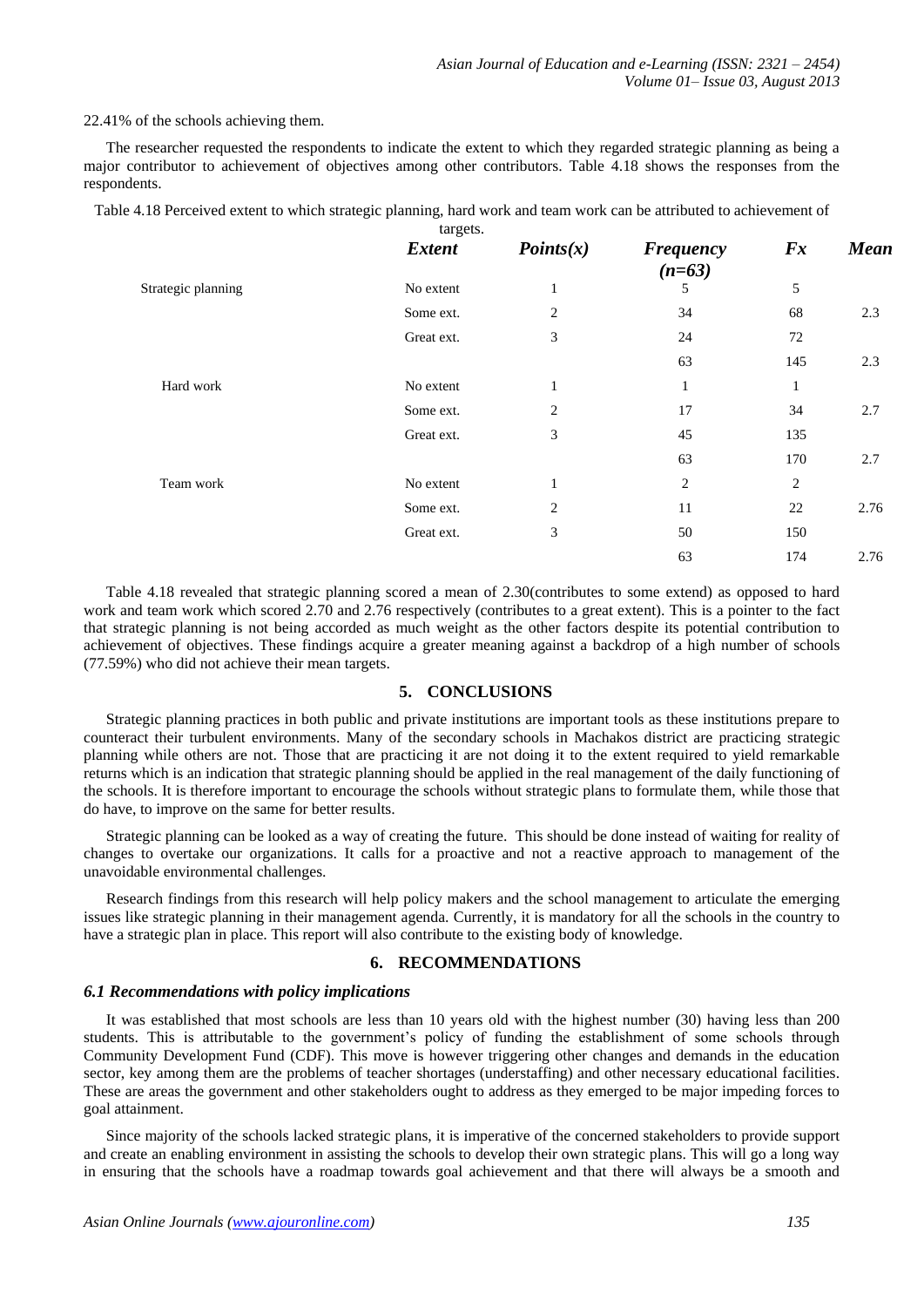22.41% of the schools achieving them.

The researcher requested the respondents to indicate the extent to which they regarded strategic planning as being a major contributor to achievement of objectives among other contributors. Table 4.18 shows the responses from the respondents.

Table 4.18 Perceived extent to which strategic planning, hard work and team work can be attributed to achievement of targets.

| | ***Extent*** | ***Points(x)*** | ***Frequency (n=63)*** | ***Fx*** | ***Mean*** |
|---|---|---|---|---|---|
| Strategic planning | No extent | 1 | 5 | 5 | |
| | Some ext. | 2 | 34 | 68 | 2.3 |
| | Great ext. | 3 | 24 | 72 | |
| | | | 63 | 145 | 2.3 |
| Hard work | No extent | 1 | 1 | 1 | |
| | Some ext. | 2 | 17 | 34 | 2.7 |
| | Great ext. | 3 | 45 | 135 | |
| | | | 63 | 170 | 2.7 |
| Team work | No extent | 1 | 2 | 2 | |
| | Some ext. | 2 | 11 | 22 | 2.76 |
| | Great ext. | 3 | 50 | 150 | |
| | | | 63 | 174 | 2.76 |

Table 4.18 revealed that strategic planning scored a mean of 2.30(contributes to some extend) as opposed to hard work and team work which scored 2.70 and 2.76 respectively (contributes to a great extent). This is a pointer to the fact that strategic planning is not being accorded as much weight as the other factors despite its potential contribution to achievement of objectives. These findings acquire a greater meaning against a backdrop of a high number of schools (77.59%) who did not achieve their mean targets.

## 5. CONCLUSIONS

Strategic planning practices in both public and private institutions are important tools as these institutions prepare to counteract their turbulent environments. Many of the secondary schools in Machakos district are practicing strategic planning while others are not. Those that are practicing it are not doing it to the extent required to yield remarkable returns which is an indication that strategic planning should be applied in the real management of the daily functioning of the schools. It is therefore important to encourage the schools without strategic plans to formulate them, while those that do have, to improve on the same for better results.

Strategic planning can be looked as a way of creating the future. This should be done instead of waiting for reality of changes to overtake our organizations. It calls for a proactive and not a reactive approach to management of the unavoidable environmental challenges.

Research findings from this research will help policy makers and the school management to articulate the emerging issues like strategic planning in their management agenda. Currently, it is mandatory for all the schools in the country to have a strategic plan in place. This report will also contribute to the existing body of knowledge.

## 6. RECOMMENDATIONS

### *6.1 Recommendations with policy implications*

It was established that most schools are less than 10 years old with the highest number (30) having less than 200 students. This is attributable to the government's policy of funding the establishment of some schools through Community Development Fund (CDF). This move is however triggering other changes and demands in the education sector, key among them are the problems of teacher shortages (understaffing) and other necessary educational facilities. These are areas the government and other stakeholders ought to address as they emerged to be major impeding forces to goal attainment.

Since majority of the schools lacked strategic plans, it is imperative of the concerned stakeholders to provide support and create an enabling environment in assisting the schools to develop their own strategic plans. This will go a long way in ensuring that the schools have a roadmap towards goal achievement and that there will always be a smooth and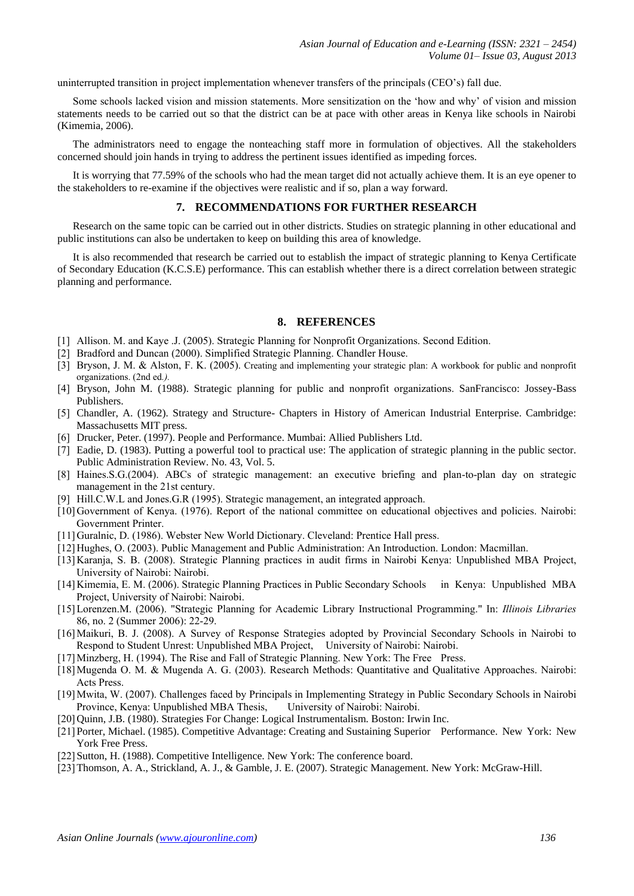uninterrupted transition in project implementation whenever transfers of the principals (CEO's) fall due.

Some schools lacked vision and mission statements. More sensitization on the 'how and why' of vision and mission statements needs to be carried out so that the district can be at pace with other areas in Kenya like schools in Nairobi (Kimemia, 2006).

The administrators need to engage the nonteaching staff more in formulation of objectives. All the stakeholders concerned should join hands in trying to address the pertinent issues identified as impeding forces.

It is worrying that 77.59% of the schools who had the mean target did not actually achieve them. It is an eye opener to the stakeholders to re-examine if the objectives were realistic and if so, plan a way forward.

## 7. RECOMMENDATIONS FOR FURTHER RESEARCH

Research on the same topic can be carried out in other districts. Studies on strategic planning in other educational and public institutions can also be undertaken to keep on building this area of knowledge.

It is also recommended that research be carried out to establish the impact of strategic planning to Kenya Certificate of Secondary Education (K.C.S.E) performance. This can establish whether there is a direct correlation between strategic planning and performance.

## 8. REFERENCES

[1] Allison. M. and Kaye .J. (2005). Strategic Planning for Nonprofit Organizations. Second Edition.

[2] Bradford and Duncan (2000). Simplified Strategic Planning. Chandler House.

[3] Bryson, J. M. & Alston, F. K. (2005). Creating and implementing your strategic plan: A workbook for public and nonprofit organizations. (2nd ed.).

[4] Bryson, John M. (1988). Strategic planning for public and nonprofit organizations. SanFrancisco: Jossey-Bass Publishers.

[5] Chandler, A. (1962). Strategy and Structure- Chapters in History of American Industrial Enterprise. Cambridge: Massachusetts MIT press.

[6] Drucker, Peter. (1997). People and Performance. Mumbai: Allied Publishers Ltd.

[7] Eadie, D. (1983). Putting a powerful tool to practical use: The application of strategic planning in the public sector. Public Administration Review. No. 43, Vol. 5.

[8] Haines.S.G.(2004). ABCs of strategic management: an executive briefing and plan-to-plan day on strategic management in the 21st century.

[9] Hill.C.W.L and Jones.G.R (1995). Strategic management, an integrated approach.

[10] Government of Kenya. (1976). Report of the national committee on educational objectives and policies. Nairobi: Government Printer.

[11] Guralnic, D. (1986). Webster New World Dictionary. Cleveland: Prentice Hall press.

[12] Hughes, O. (2003). Public Management and Public Administration: An Introduction. London: Macmillan.

[13] Karanja, S. B. (2008). Strategic Planning practices in audit firms in Nairobi Kenya: Unpublished MBA Project, University of Nairobi: Nairobi.

[14] Kimemia, E. M. (2006). Strategic Planning Practices in Public Secondary Schools in Kenya: Unpublished MBA Project, University of Nairobi: Nairobi.

[15] Lorenzen.M. (2006). "Strategic Planning for Academic Library Instructional Programming." In: *Illinois Libraries* 86, no. 2 (Summer 2006): 22-29.

[16] Maikuri, B. J. (2008). A Survey of Response Strategies adopted by Provincial Secondary Schools in Nairobi to Respond to Student Unrest: Unpublished MBA Project, University of Nairobi: Nairobi.

[17] Minzberg, H. (1994). The Rise and Fall of Strategic Planning. New York: The Free Press.

[18] Mugenda O. M. & Mugenda A. G. (2003). Research Methods: Quantitative and Qualitative Approaches. Nairobi: Acts Press.

[19] Mwita, W. (2007). Challenges faced by Principals in Implementing Strategy in Public Secondary Schools in Nairobi Province, Kenya: Unpublished MBA Thesis, University of Nairobi: Nairobi.

[20] Quinn, J.B. (1980). Strategies For Change: Logical Instrumentalism. Boston: Irwin Inc.

[21] Porter, Michael. (1985). Competitive Advantage: Creating and Sustaining Superior Performance. New York: New York Free Press.

[22] Sutton, H. (1988). Competitive Intelligence. New York: The conference board.

[23] Thomson, A. A., Strickland, A. J., & Gamble, J. E. (2007). Strategic Management. New York: McGraw-Hill.